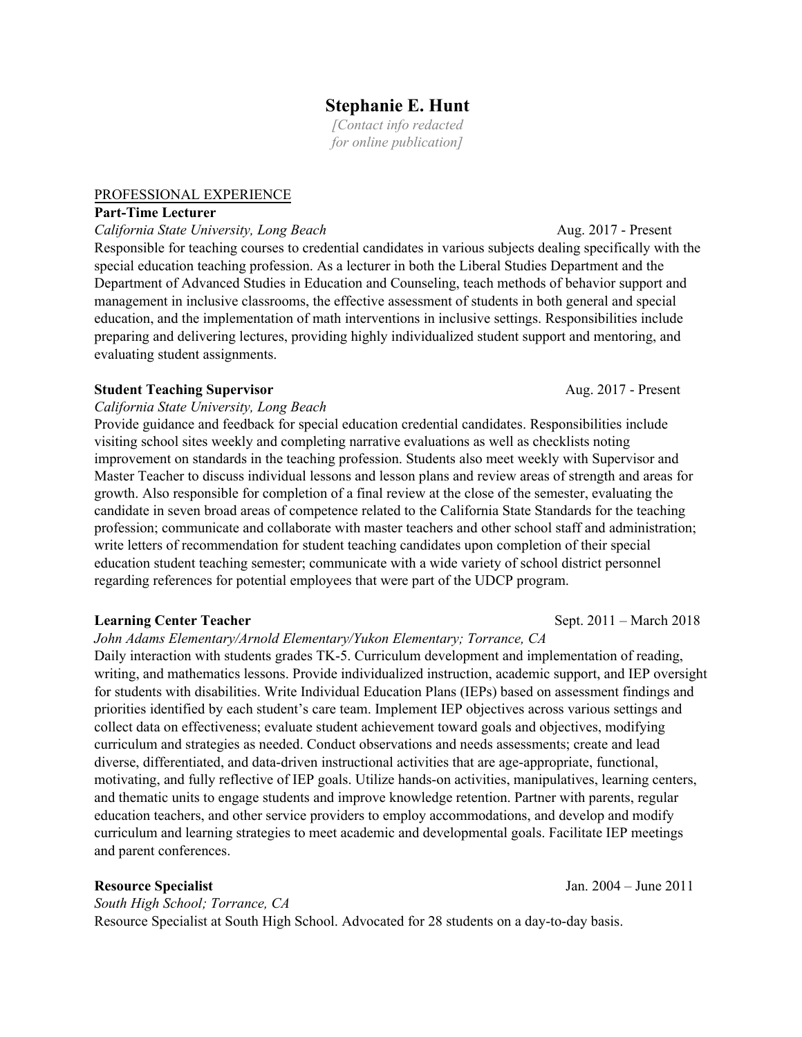# Stephanie E. Hunt

*[Contact info redacted for online publication]*

## PROFESSIONAL EXPERIENCE

**Part-Time Lecturer**
*California State University, Long Beach* Aug. 2017 - Present

Responsible for teaching courses to credential candidates in various subjects dealing specifically with the special education teaching profession. As a lecturer in both the Liberal Studies Department and the Department of Advanced Studies in Education and Counseling, teach methods of behavior support and management in inclusive classrooms, the effective assessment of students in both general and special education, and the implementation of math interventions in inclusive settings. Responsibilities include preparing and delivering lectures, providing highly individualized student support and mentoring, and evaluating student assignments.

**Student Teaching Supervisor** Aug. 2017 - Present
*California State University, Long Beach*

Provide guidance and feedback for special education credential candidates. Responsibilities include visiting school sites weekly and completing narrative evaluations as well as checklists noting improvement on standards in the teaching profession. Students also meet weekly with Supervisor and Master Teacher to discuss individual lessons and lesson plans and review areas of strength and areas for growth. Also responsible for completion of a final review at the close of the semester, evaluating the candidate in seven broad areas of competence related to the California State Standards for the teaching profession; communicate and collaborate with master teachers and other school staff and administration; write letters of recommendation for student teaching candidates upon completion of their special education student teaching semester; communicate with a wide variety of school district personnel regarding references for potential employees that were part of the UDCP program.

**Learning Center Teacher** Sept. 2011 – March 2018
*John Adams Elementary/Arnold Elementary/Yukon Elementary; Torrance, CA*

Daily interaction with students grades TK-5. Curriculum development and implementation of reading, writing, and mathematics lessons. Provide individualized instruction, academic support, and IEP oversight for students with disabilities. Write Individual Education Plans (IEPs) based on assessment findings and priorities identified by each student's care team. Implement IEP objectives across various settings and collect data on effectiveness; evaluate student achievement toward goals and objectives, modifying curriculum and strategies as needed. Conduct observations and needs assessments; create and lead diverse, differentiated, and data-driven instructional activities that are age-appropriate, functional, motivating, and fully reflective of IEP goals. Utilize hands-on activities, manipulatives, learning centers, and thematic units to engage students and improve knowledge retention. Partner with parents, regular education teachers, and other service providers to employ accommodations, and develop and modify curriculum and learning strategies to meet academic and developmental goals. Facilitate IEP meetings and parent conferences.

**Resource Specialist** Jan. 2004 – June 2011
*South High School; Torrance, CA*

Resource Specialist at South High School. Advocated for 28 students on a day-to-day basis.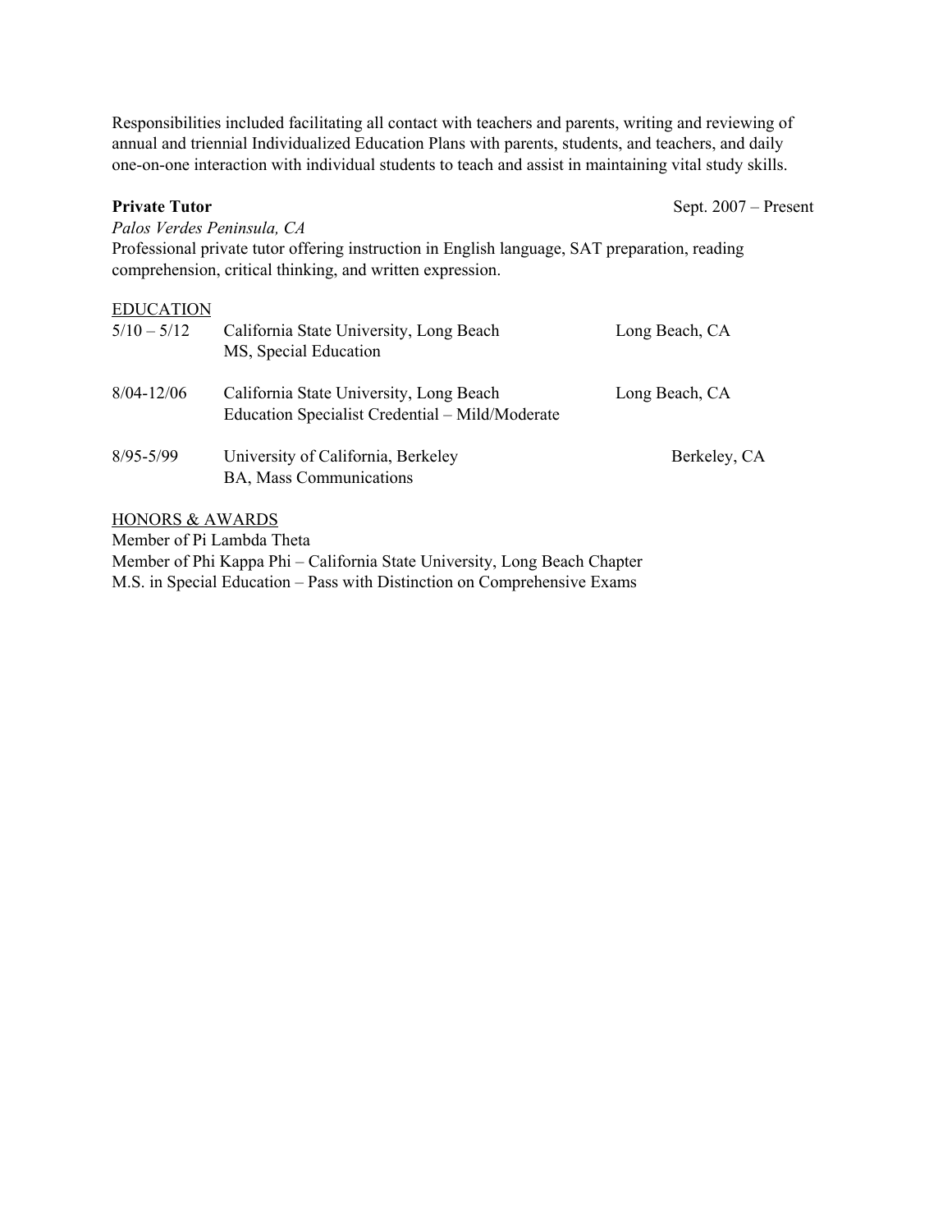Responsibilities included facilitating all contact with teachers and parents, writing and reviewing of annual and triennial Individualized Education Plans with parents, students, and teachers, and daily one-on-one interaction with individual students to teach and assist in maintaining vital study skills.

**Private Tutor** Sept. 2007 – Present

*Palos Verdes Peninsula, CA*

Professional private tutor offering instruction in English language, SAT preparation, reading comprehension, critical thinking, and written expression.

## EDUCATION

| | | |
|---|---|---|
| 5/10 – 5/12 | California State University, Long Beach<br>MS, Special Education | Long Beach, CA |
| 8/04-12/06 | California State University, Long Beach<br>Education Specialist Credential – Mild/Moderate | Long Beach, CA |
| 8/95-5/99 | University of California, Berkeley<br>BA, Mass Communications | Berkeley, CA |

## HONORS & AWARDS

Member of Pi Lambda Theta

Member of Phi Kappa Phi – California State University, Long Beach Chapter

M.S. in Special Education – Pass with Distinction on Comprehensive Exams